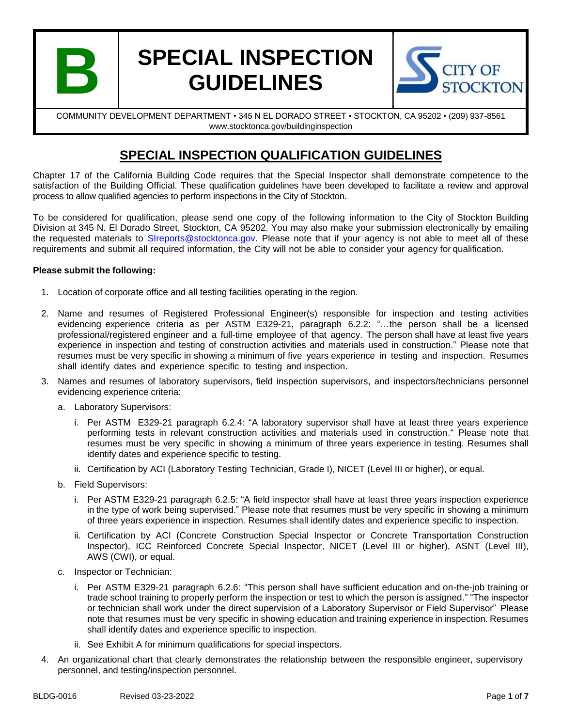# B SPECIAL INSPECTION GUIDELINES

CITY OF STOCKTON

COMMUNITY DEVELOPMENT DEPARTMENT • 345 N EL DORADO STREET • STOCKTON, CA 95202 • (209) 937-8561
www.stocktonca.gov/buildinginspection

## SPECIAL INSPECTION QUALIFICATION GUIDELINES

Chapter 17 of the California Building Code requires that the Special Inspector shall demonstrate competence to the satisfaction of the Building Official. These qualification guidelines have been developed to facilitate a review and approval process to allow qualified agencies to perform inspections in the City of Stockton.

To be considered for qualification, please send one copy of the following information to the City of Stockton Building Division at 345 N. El Dorado Street, Stockton, CA 95202. You may also make your submission electronically by emailing the requested materials to SIreports@stocktonca.gov. Please note that if your agency is not able to meet all of these requirements and submit all required information, the City will not be able to consider your agency for qualification.

**Please submit the following:**

1. Location of corporate office and all testing facilities operating in the region.
2. Name and resumes of Registered Professional Engineer(s) responsible for inspection and testing activities evidencing experience criteria as per ASTM E329-21, paragraph 6.2.2: "…the person shall be a licensed professional/registered engineer and a full-time employee of that agency. The person shall have at least five years experience in inspection and testing of construction activities and materials used in construction." Please note that resumes must be very specific in showing a minimum of five years experience in testing and inspection. Resumes shall identify dates and experience specific to testing and inspection.
3. Names and resumes of laboratory supervisors, field inspection supervisors, and inspectors/technicians personnel evidencing experience criteria:
   a. Laboratory Supervisors:
      i. Per ASTM E329-21 paragraph 6.2.4: "A laboratory supervisor shall have at least three years experience performing tests in relevant construction activities and materials used in construction." Please note that resumes must be very specific in showing a minimum of three years experience in testing. Resumes shall identify dates and experience specific to testing.
      ii. Certification by ACI (Laboratory Testing Technician, Grade I), NICET (Level III or higher), or equal.
   b. Field Supervisors:
      i. Per ASTM E329-21 paragraph 6.2.5: "A field inspector shall have at least three years inspection experience in the type of work being supervised." Please note that resumes must be very specific in showing a minimum of three years experience in inspection. Resumes shall identify dates and experience specific to inspection.
      ii. Certification by ACI (Concrete Construction Special Inspector or Concrete Transportation Construction Inspector), ICC Reinforced Concrete Special Inspector, NICET (Level III or higher), ASNT (Level III), AWS (CWI), or equal.
   c. Inspector or Technician:
      i. Per ASTM E329-21 paragraph 6.2.6: "This person shall have sufficient education and on-the-job training or trade school training to properly perform the inspection or test to which the person is assigned." "The inspector or technician shall work under the direct supervision of a Laboratory Supervisor or Field Supervisor" Please note that resumes must be very specific in showing education and training experience in inspection. Resumes shall identify dates and experience specific to inspection.
      ii. See Exhibit A for minimum qualifications for special inspectors.
4. An organizational chart that clearly demonstrates the relationship between the responsible engineer, supervisory personnel, and testing/inspection personnel.

BLDG-0016 Revised 03-23-2022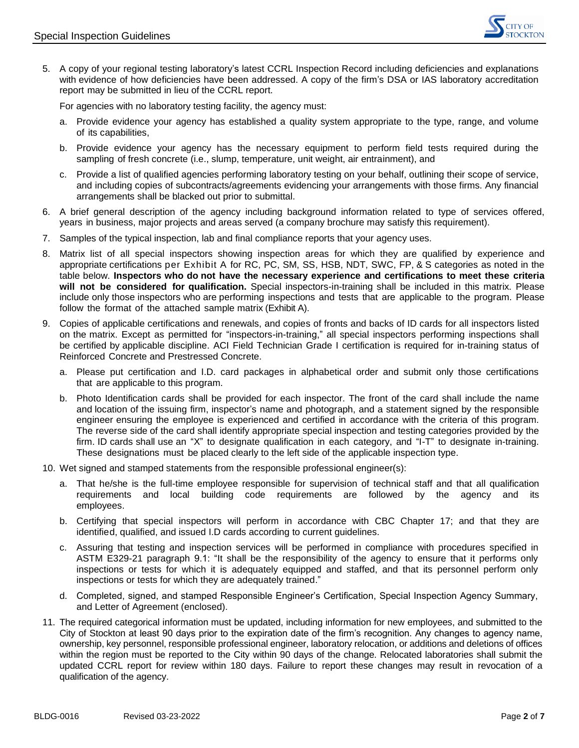5. A copy of your regional testing laboratory's latest CCRL Inspection Record including deficiencies and explanations with evidence of how deficiencies have been addressed. A copy of the firm's DSA or IAS laboratory accreditation report may be submitted in lieu of the CCRL report.

   For agencies with no laboratory testing facility, the agency must:

   a. Provide evidence your agency has established a quality system appropriate to the type, range, and volume of its capabilities,

   b. Provide evidence your agency has the necessary equipment to perform field tests required during the sampling of fresh concrete (i.e., slump, temperature, unit weight, air entrainment), and

   c. Provide a list of qualified agencies performing laboratory testing on your behalf, outlining their scope of service, and including copies of subcontracts/agreements evidencing your arrangements with those firms. Any financial arrangements shall be blacked out prior to submittal.

6. A brief general description of the agency including background information related to type of services offered, years in business, major projects and areas served (a company brochure may satisfy this requirement).

7. Samples of the typical inspection, lab and final compliance reports that your agency uses.

8. Matrix list of all special inspectors showing inspection areas for which they are qualified by experience and appropriate certifications per Exhibit A for RC, PC, SM, SS, HSB, NDT, SWC, FP, & S categories as noted in the table below. **Inspectors who do not have the necessary experience and certifications to meet these criteria will not be considered for qualification.** Special inspectors-in-training shall be included in this matrix. Please include only those inspectors who are performing inspections and tests that are applicable to the program. Please follow the format of the attached sample matrix (Exhibit A).

9. Copies of applicable certifications and renewals, and copies of fronts and backs of ID cards for all inspectors listed on the matrix. Except as permitted for "inspectors-in-training," all special inspectors performing inspections shall be certified by applicable discipline. ACI Field Technician Grade I certification is required for in-training status of Reinforced Concrete and Prestressed Concrete.

   a. Please put certification and I.D. card packages in alphabetical order and submit only those certifications that are applicable to this program.

   b. Photo Identification cards shall be provided for each inspector. The front of the card shall include the name and location of the issuing firm, inspector's name and photograph, and a statement signed by the responsible engineer ensuring the employee is experienced and certified in accordance with the criteria of this program. The reverse side of the card shall identify appropriate special inspection and testing categories provided by the firm. ID cards shall use an "X" to designate qualification in each category, and "I-T" to designate in-training. These designations must be placed clearly to the left side of the applicable inspection type.

10. Wet signed and stamped statements from the responsible professional engineer(s):

    a. That he/she is the full-time employee responsible for supervision of technical staff and that all qualification requirements and local building code requirements are followed by the agency and its employees.

    b. Certifying that special inspectors will perform in accordance with CBC Chapter 17; and that they are identified, qualified, and issued I.D cards according to current guidelines.

    c. Assuring that testing and inspection services will be performed in compliance with procedures specified in ASTM E329-21 paragraph 9.1: "It shall be the responsibility of the agency to ensure that it performs only inspections or tests for which it is adequately equipped and staffed, and that its personnel perform only inspections or tests for which they are adequately trained."

    d. Completed, signed, and stamped Responsible Engineer's Certification, Special Inspection Agency Summary, and Letter of Agreement (enclosed).

11. The required categorical information must be updated, including information for new employees, and submitted to the City of Stockton at least 90 days prior to the expiration date of the firm's recognition. Any changes to agency name, ownership, key personnel, responsible professional engineer, laboratory relocation, or additions and deletions of offices within the region must be reported to the City within 90 days of the change. Relocated laboratories shall submit the updated CCRL report for review within 180 days. Failure to report these changes may result in revocation of a qualification of the agency.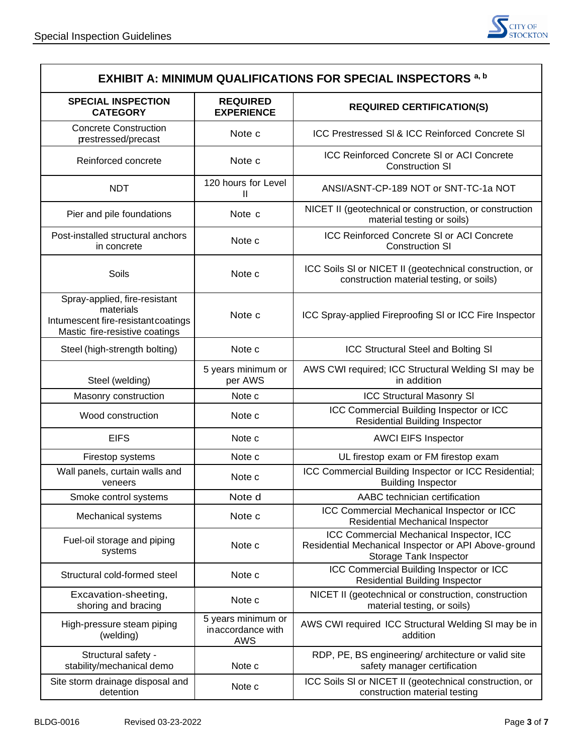## EXHIBIT A: MINIMUM QUALIFICATIONS FOR SPECIAL INSPECTORS [a, b]

| SPECIAL INSPECTION CATEGORY | REQUIRED EXPERIENCE | REQUIRED CERTIFICATION(S) |
|---|---|---|
| Concrete Construction prestressed/precast | Note c | ICC Prestressed SI & ICC Reinforced Concrete SI |
| Reinforced concrete | Note c | ICC Reinforced Concrete SI or ACI Concrete Construction SI |
| NDT | 120 hours for Level II | ANSI/ASNT-CP-189 NOT or SNT-TC-1a NOT |
| Pier and pile foundations | Note c | NICET II (geotechnical or construction, or construction material testing or soils) |
| Post-installed structural anchors in concrete | Note c | ICC Reinforced Concrete SI or ACI Concrete Construction SI |
| Soils | Note c | ICC Soils SI or NICET II (geotechnical construction, or construction material testing, or soils) |
| Spray-applied, fire-resistant materials<br>Intumescent fire-resistant coatings<br>Mastic fire-resistive coatings | Note c | ICC Spray-applied Fireproofing SI or ICC Fire Inspector |
| Steel (high-strength bolting) | Note c | ICC Structural Steel and Bolting SI |
| Steel (welding) | 5 years minimum or per AWS | AWS CWI required; ICC Structural Welding SI may be in addition |
| Masonry construction | Note c | ICC Structural Masonry SI |
| Wood construction | Note c | ICC Commercial Building Inspector or ICC Residential Building Inspector |
| EIFS | Note c | AWCI EIFS Inspector |
| Firestop systems | Note c | UL firestop exam or FM firestop exam |
| Wall panels, curtain walls and veneers | Note c | ICC Commercial Building Inspector or ICC Residential; Building Inspector |
| Smoke control systems | Note d | AABC technician certification |
| Mechanical systems | Note c | ICC Commercial Mechanical Inspector or ICC Residential Mechanical Inspector |
| Fuel-oil storage and piping systems | Note c | ICC Commercial Mechanical Inspector, ICC Residential Mechanical Inspector or API Above-ground Storage Tank Inspector |
| Structural cold-formed steel | Note c | ICC Commercial Building Inspector or ICC Residential Building Inspector |
| Excavation-sheeting, shoring and bracing | Note c | NICET II (geotechnical or construction, construction material testing, or soils) |
| High-pressure steam piping (welding) | 5 years minimum or in accordance with AWS | AWS CWI required ICC Structural Welding SI may be in addition |
| Structural safety - stability/mechanical demo | Note c | RDP, PE, BS engineering/ architecture or valid site safety manager certification |
| Site storm drainage disposal and detention | Note c | ICC Soils SI or NICET II (geotechnical construction, or construction material testing |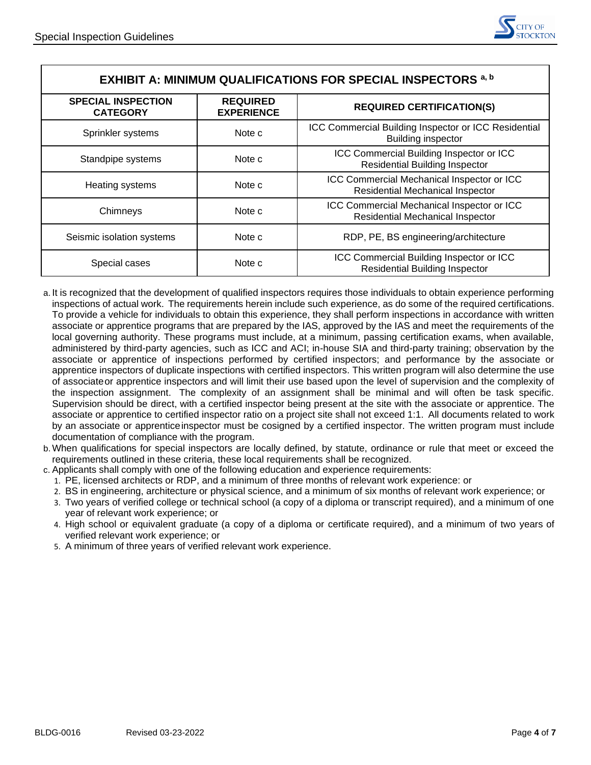| EXHIBIT A: MINIMUM QUALIFICATIONS FOR SPECIAL INSPECTORS [a, b] | | |
|---|---|---|
| **SPECIAL INSPECTION CATEGORY** | **REQUIRED EXPERIENCE** | **REQUIRED CERTIFICATION(S)** |
| Sprinkler systems | Note c | ICC Commercial Building Inspector or ICC Residential Building inspector |
| Standpipe systems | Note c | ICC Commercial Building Inspector or ICC Residential Building Inspector |
| Heating systems | Note c | ICC Commercial Mechanical Inspector or ICC Residential Mechanical Inspector |
| Chimneys | Note c | ICC Commercial Mechanical Inspector or ICC Residential Mechanical Inspector |
| Seismic isolation systems | Note c | RDP, PE, BS engineering/architecture |
| Special cases | Note c | ICC Commercial Building Inspector or ICC Residential Building Inspector |

a. It is recognized that the development of qualified inspectors requires those individuals to obtain experience performing inspections of actual work. The requirements herein include such experience, as do some of the required certifications. To provide a vehicle for individuals to obtain this experience, they shall perform inspections in accordance with written associate or apprentice programs that are prepared by the IAS, approved by the IAS and meet the requirements of the local governing authority. These programs must include, at a minimum, passing certification exams, when available, administered by third-party agencies, such as ICC and ACI; in-house SIA and third-party training; observation by the associate or apprentice of inspections performed by certified inspectors; and performance by the associate or apprentice inspectors of duplicate inspections with certified inspectors. This written program will also determine the use of associate or apprentice inspectors and will limit their use based upon the level of supervision and the complexity of the inspection assignment. The complexity of an assignment shall be minimal and will often be task specific. Supervision should be direct, with a certified inspector being present at the site with the associate or apprentice. The associate or apprentice to certified inspector ratio on a project site shall not exceed 1:1. All documents related to work by an associate or apprentice inspector must be cosigned by a certified inspector. The written program must include documentation of compliance with the program.

b. When qualifications for special inspectors are locally defined, by statute, ordinance or rule that meet or exceed the requirements outlined in these criteria, these local requirements shall be recognized.

c. Applicants shall comply with one of the following education and experience requirements:

1. PE, licensed architects or RDP, and a minimum of three months of relevant work experience: or
2. BS in engineering, architecture or physical science, and a minimum of six months of relevant work experience; or
3. Two years of verified college or technical school (a copy of a diploma or transcript required), and a minimum of one year of relevant work experience; or
4. High school or equivalent graduate (a copy of a diploma or certificate required), and a minimum of two years of verified relevant work experience; or
5. A minimum of three years of verified relevant work experience.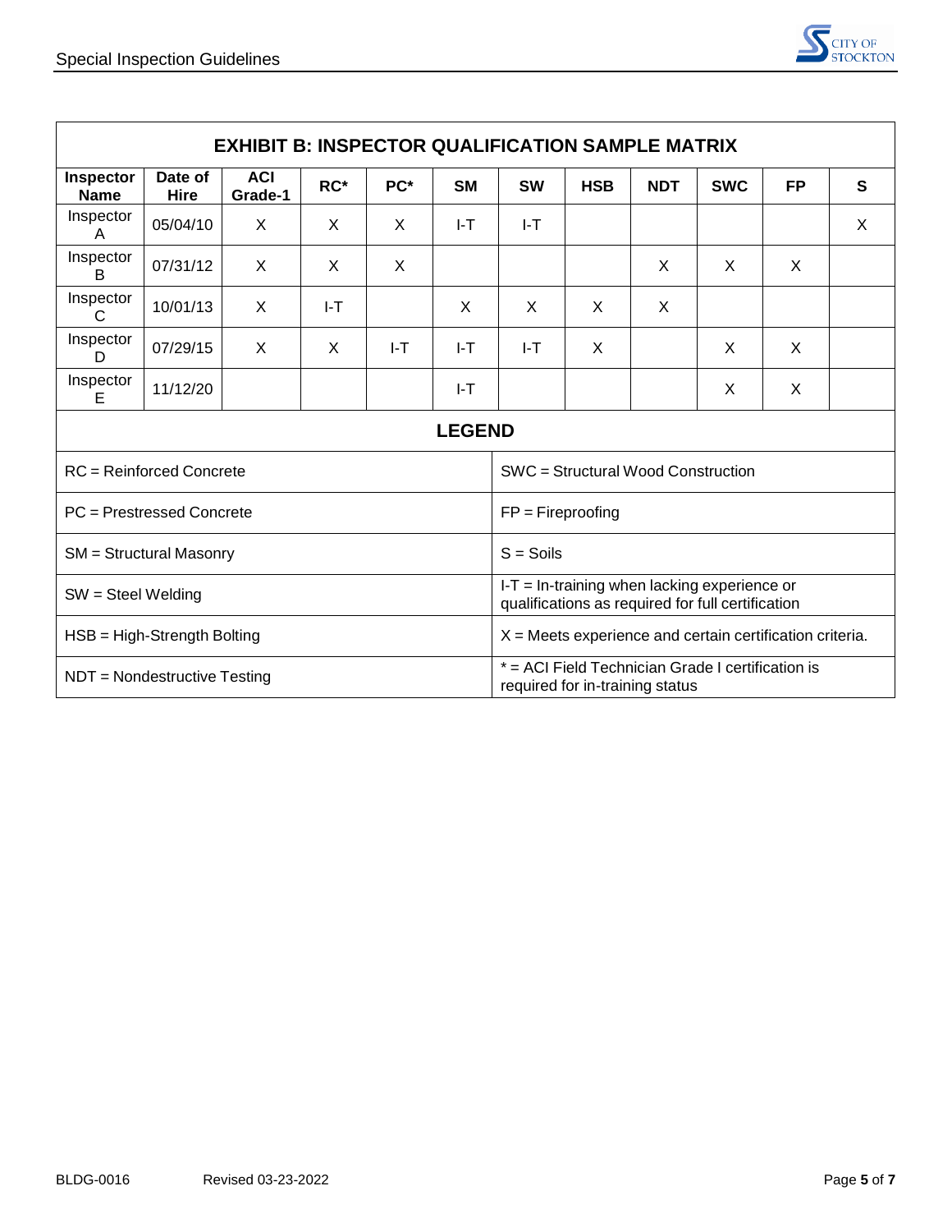## EXHIBIT B: INSPECTOR QUALIFICATION SAMPLE MATRIX

| Inspector Name | Date of Hire | ACI Grade-1 | RC* | PC* | SM | SW | HSB | NDT | SWC | FP | S |
|---|---|---|---|---|---|---|---|---|---|---|---|
| Inspector A | 05/04/10 | X | X | X | I-T | I-T | | | | | X |
| Inspector B | 07/31/12 | X | X | X | | | | X | X | X | |
| Inspector C | 10/01/13 | X | I-T | | X | X | X | X | | | |
| Inspector D | 07/29/15 | X | X | I-T | I-T | I-T | X | | X | X | |
| Inspector E | 11/12/20 | | | | I-T | | | | X | X | |

### LEGEND

| | |
|---|---|
| RC = Reinforced Concrete | SWC = Structural Wood Construction |
| PC = Prestressed Concrete | FP = Fireproofing |
| SM = Structural Masonry | S = Soils |
| SW = Steel Welding | I-T = In-training when lacking experience or qualifications as required for full certification |
| HSB = High-Strength Bolting | X = Meets experience and certain certification criteria. |
| NDT = Nondestructive Testing | * = ACI Field Technician Grade I certification is required for in-training status |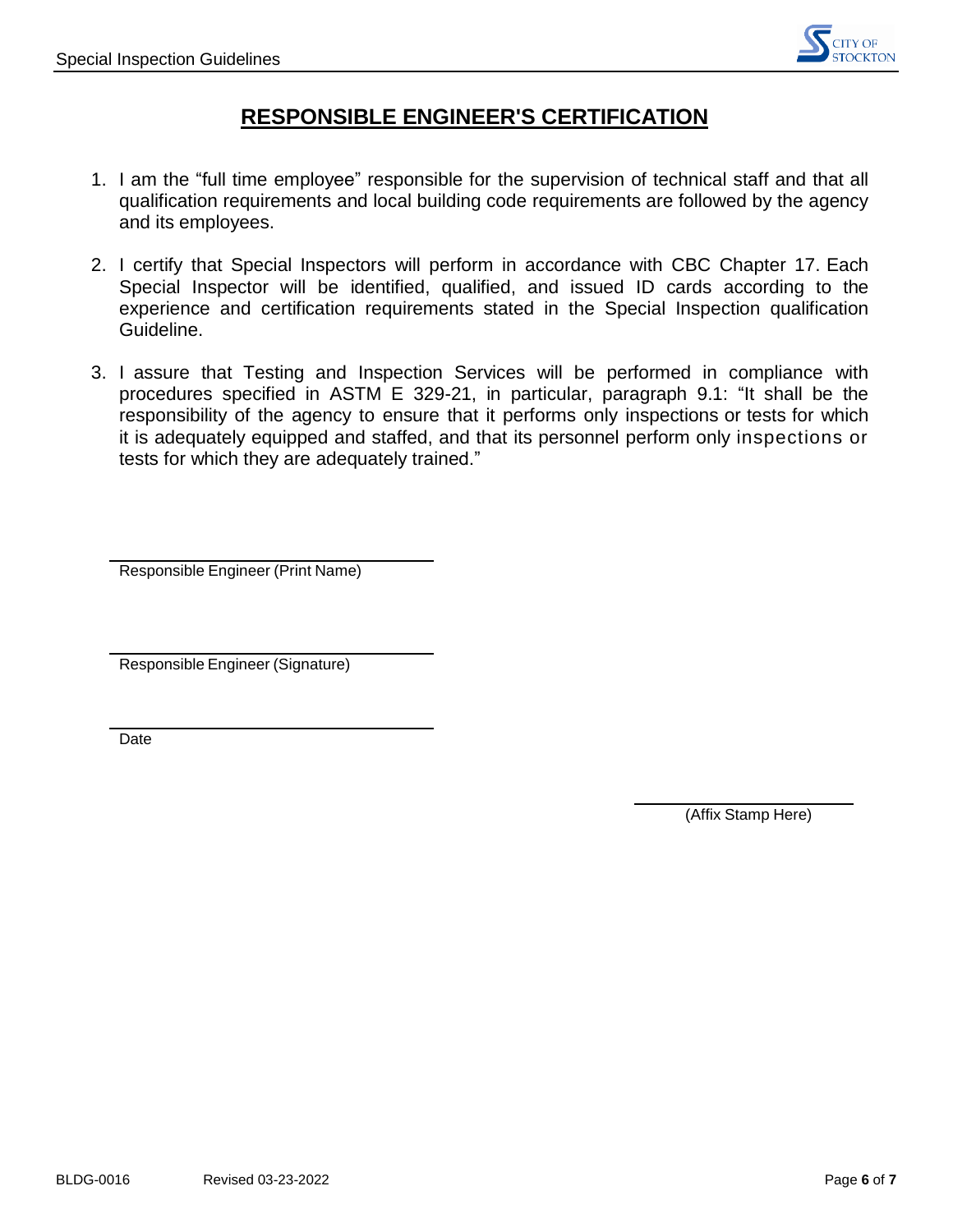# RESPONSIBLE ENGINEER'S CERTIFICATION

1. I am the "full time employee" responsible for the supervision of technical staff and that all qualification requirements and local building code requirements are followed by the agency and its employees.

2. I certify that Special Inspectors will perform in accordance with CBC Chapter 17. Each Special Inspector will be identified, qualified, and issued ID cards according to the experience and certification requirements stated in the Special Inspection qualification Guideline.

3. I assure that Testing and Inspection Services will be performed in compliance with procedures specified in ASTM E 329-21, in particular, paragraph 9.1: "It shall be the responsibility of the agency to ensure that it performs only inspections or tests for which it is adequately equipped and staffed, and that its personnel perform only inspections or tests for which they are adequately trained."

\_\_\_\_\_\_\_\_\_\_\_\_\_\_\_\_\_\_\_\_\_\_\_\_\_\_\_\_\_\_\_\_\_\_\_\_\_\_

Responsible Engineer (Print Name)

\_\_\_\_\_\_\_\_\_\_\_\_\_\_\_\_\_\_\_\_\_\_\_\_\_\_\_\_\_\_\_\_\_\_\_\_\_\_

Responsible Engineer (Signature)

\_\_\_\_\_\_\_\_\_\_\_\_\_\_\_\_\_\_\_\_\_\_\_\_\_\_\_\_\_\_\_\_\_\_\_\_\_\_

Date

\_\_\_\_\_\_\_\_\_\_\_\_\_\_\_\_\_\_\_\_\_\_\_\_\_\_

(Affix Stamp Here)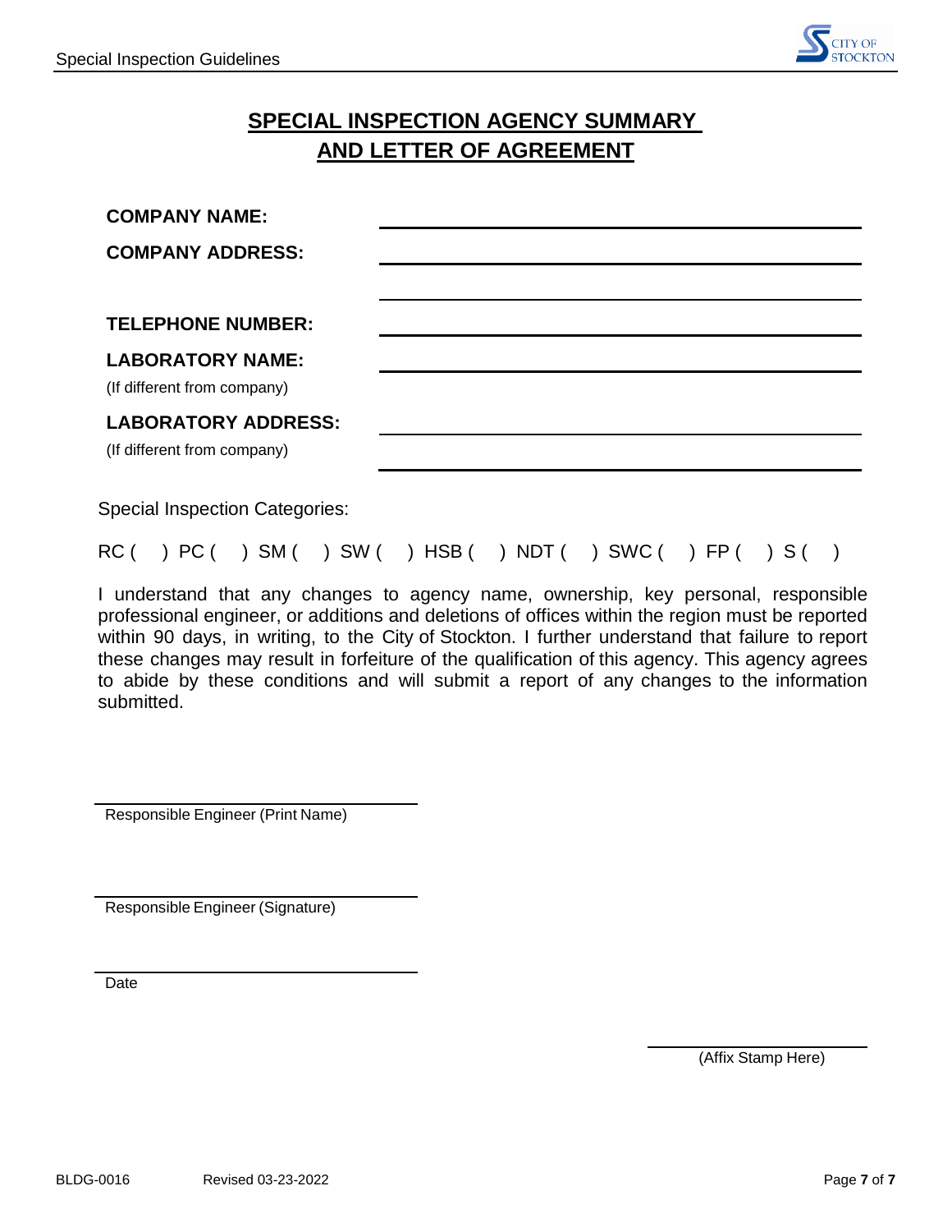# SPECIAL INSPECTION AGENCY SUMMARY AND LETTER OF AGREEMENT

**COMPANY NAME:** ____________________________________________

**COMPANY ADDRESS:** ____________________________________________

____________________________________________

**TELEPHONE NUMBER:** ____________________________________________

**LABORATORY NAME:** ____________________________________________
(If different from company)

**LABORATORY ADDRESS:** ____________________________________________
(If different from company)

____________________________________________

Special Inspection Categories:

RC (   ) PC (   ) SM (   ) SW (   ) HSB (   ) NDT (   ) SWC (   ) FP (   ) S (   )

I understand that any changes to agency name, ownership, key personal, responsible professional engineer, or additions and deletions of offices within the region must be reported within 90 days, in writing, to the City of Stockton. I further understand that failure to report these changes may result in forfeiture of the qualification of this agency. This agency agrees to abide by these conditions and will submit a report of any changes to the information submitted.

______________________________
Responsible Engineer (Print Name)

______________________________
Responsible Engineer (Signature)

______________________________
Date

______________________________
(Affix Stamp Here)